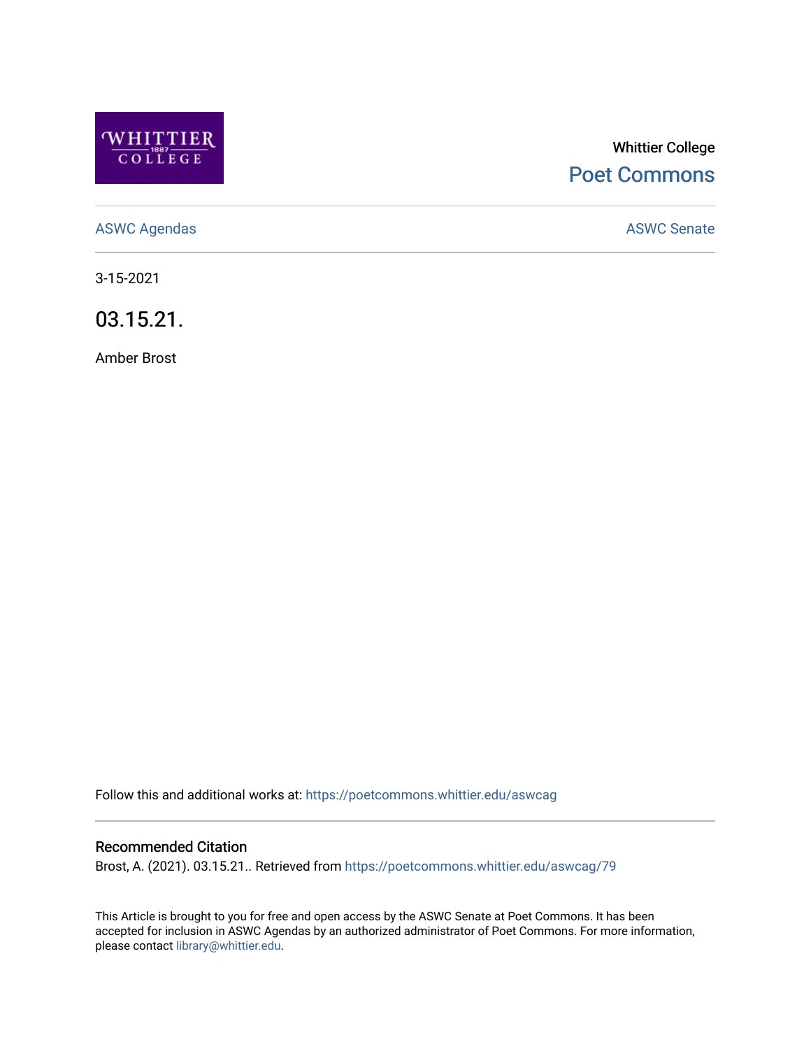Whittier College

Poet Commons

ASWC Agendas

ASWC Senate

3-15-2021

# 03.15.21.

Amber Brost

Follow this and additional works at: https://poetcommons.whittier.edu/aswcag

## Recommended Citation

Brost, A. (2021). 03.15.21.. Retrieved from https://poetcommons.whittier.edu/aswcag/79

This Article is brought to you for free and open access by the ASWC Senate at Poet Commons. It has been accepted for inclusion in ASWC Agendas by an authorized administrator of Poet Commons. For more information, please contact library@whittier.edu.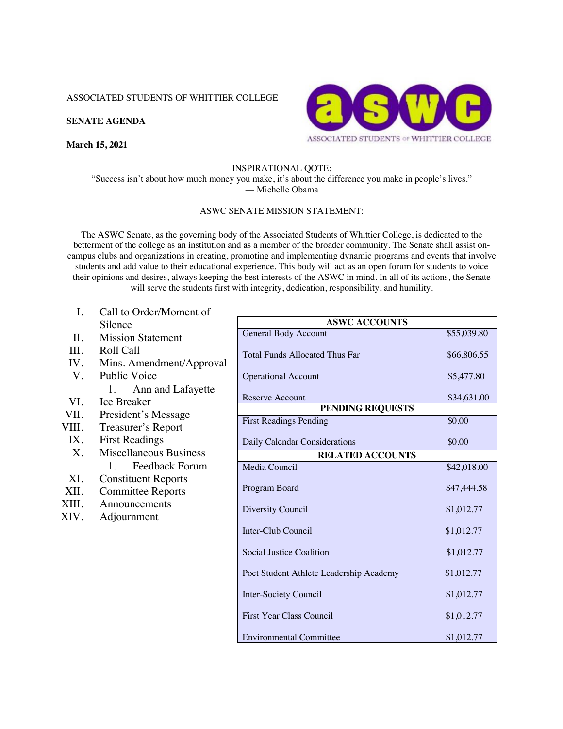ASSOCIATED STUDENTS OF WHITTIER COLLEGE

**SENATE AGENDA**

**March 15, 2021**

INSPIRATIONAL QOTE:
"Success isn't about how much money you make, it's about the difference you make in people's lives."
— Michelle Obama

ASWC SENATE MISSION STATEMENT:

The ASWC Senate, as the governing body of the Associated Students of Whittier College, is dedicated to the betterment of the college as an institution and as a member of the broader community. The Senate shall assist on-campus clubs and organizations in creating, promoting and implementing dynamic programs and events that involve students and add value to their educational experience. This body will act as an open forum for students to voice their opinions and desires, always keeping the best interests of the ASWC in mind. In all of its actions, the Senate will serve the students first with integrity, dedication, responsibility, and humility.

I. Call to Order/Moment of Silence
II. Mission Statement
III. Roll Call
IV. Mins. Amendment/Approval
V. Public Voice
   1. Ann and Lafayette
VI. Ice Breaker
VII. President's Message
VIII. Treasurer's Report
IX. First Readings
X. Miscellaneous Business
   1. Feedback Forum
XI. Constituent Reports
XII. Committee Reports
XIII. Announcements
XIV. Adjournment

| **ASWC ACCOUNTS** | |
|---|---|
| General Body Account | $55,039.80 |
| Total Funds Allocated Thus Far | $66,806.55 |
| Operational Account | $5,477.80 |
| Reserve Account | $34,631.00 |
| **PENDING REQUESTS** | |
| First Readings Pending | $0.00 |
| Daily Calendar Considerations | $0.00 |
| **RELATED ACCOUNTS** | |
| Media Council | $42,018.00 |
| Program Board | $47,444.58 |
| Diversity Council | $1,012.77 |
| Inter-Club Council | $1,012.77 |
| Social Justice Coalition | $1,012.77 |
| Poet Student Athlete Leadership Academy | $1,012.77 |
| Inter-Society Council | $1,012.77 |
| First Year Class Council | $1,012.77 |
| Environmental Committee | $1,012.77 |